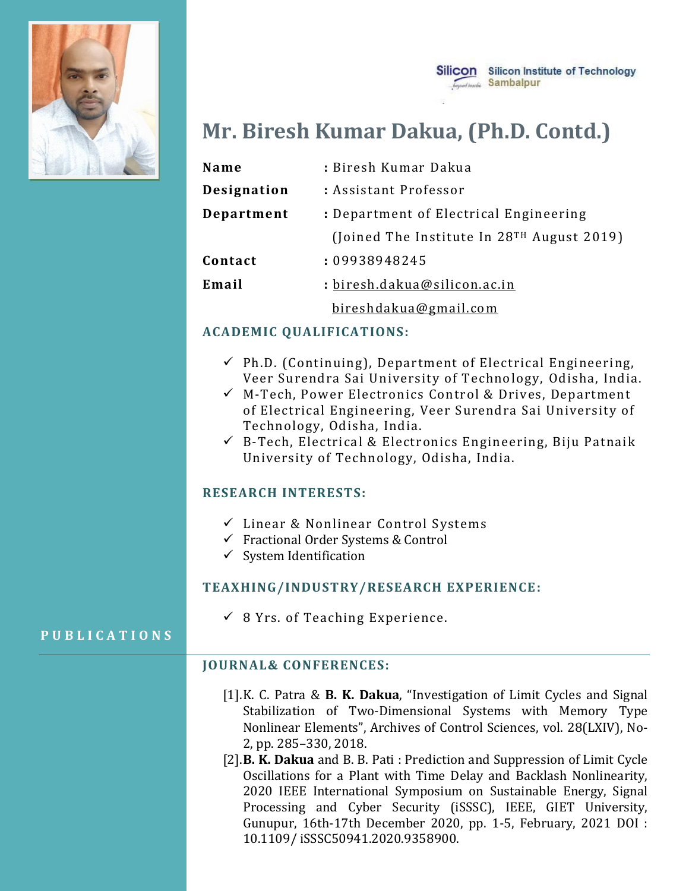Silicon Institute of Technology
Sambalpur

# Mr. Biresh Kumar Dakua, (Ph.D. Contd.)

| | |
|---|---|
| **Name** | : Biresh Kumar Dakua |
| **Designation** | : Assistant Professor |
| **Department** | : Department of Electrical Engineering (Joined The Institute In 28TH August 2019) |
| **Contact** | : 09938948245 |
| **Email** | : biresh.dakua@silicon.ac.in bireshdakua@gmail.com |

## ACADEMIC QUALIFICATIONS:

- ✓ Ph.D. (Continuing), Department of Electrical Engineering, Veer Surendra Sai University of Technology, Odisha, India.
- ✓ M-Tech, Power Electronics Control & Drives, Department of Electrical Engineering, Veer Surendra Sai University of Technology, Odisha, India.
- ✓ B-Tech, Electrical & Electronics Engineering, Biju Patnaik University of Technology, Odisha, India.

## RESEARCH INTERESTS:

- ✓ Linear & Nonlinear Control Systems
- ✓ Fractional Order Systems & Control
- ✓ System Identification

## TEAXHING/INDUSTRY/RESEARCH EXPERIENCE:

- ✓ 8 Yrs. of Teaching Experience.

# PUBLICATIONS

## JOURNAL& CONFERENCES:

[1]. K. C. Patra & **B. K. Dakua**, "Investigation of Limit Cycles and Signal Stabilization of Two-Dimensional Systems with Memory Type Nonlinear Elements", Archives of Control Sciences, vol. 28(LXIV), No-2, pp. 285–330, 2018.

[2]. **B. K. Dakua** and B. B. Pati : Prediction and Suppression of Limit Cycle Oscillations for a Plant with Time Delay and Backlash Nonlinearity, 2020 IEEE International Symposium on Sustainable Energy, Signal Processing and Cyber Security (iSSSC), IEEE, GIET University, Gunupur, 16th-17th December 2020, pp. 1-5, February, 2021 DOI : 10.1109/ iSSSC50941.2020.9358900.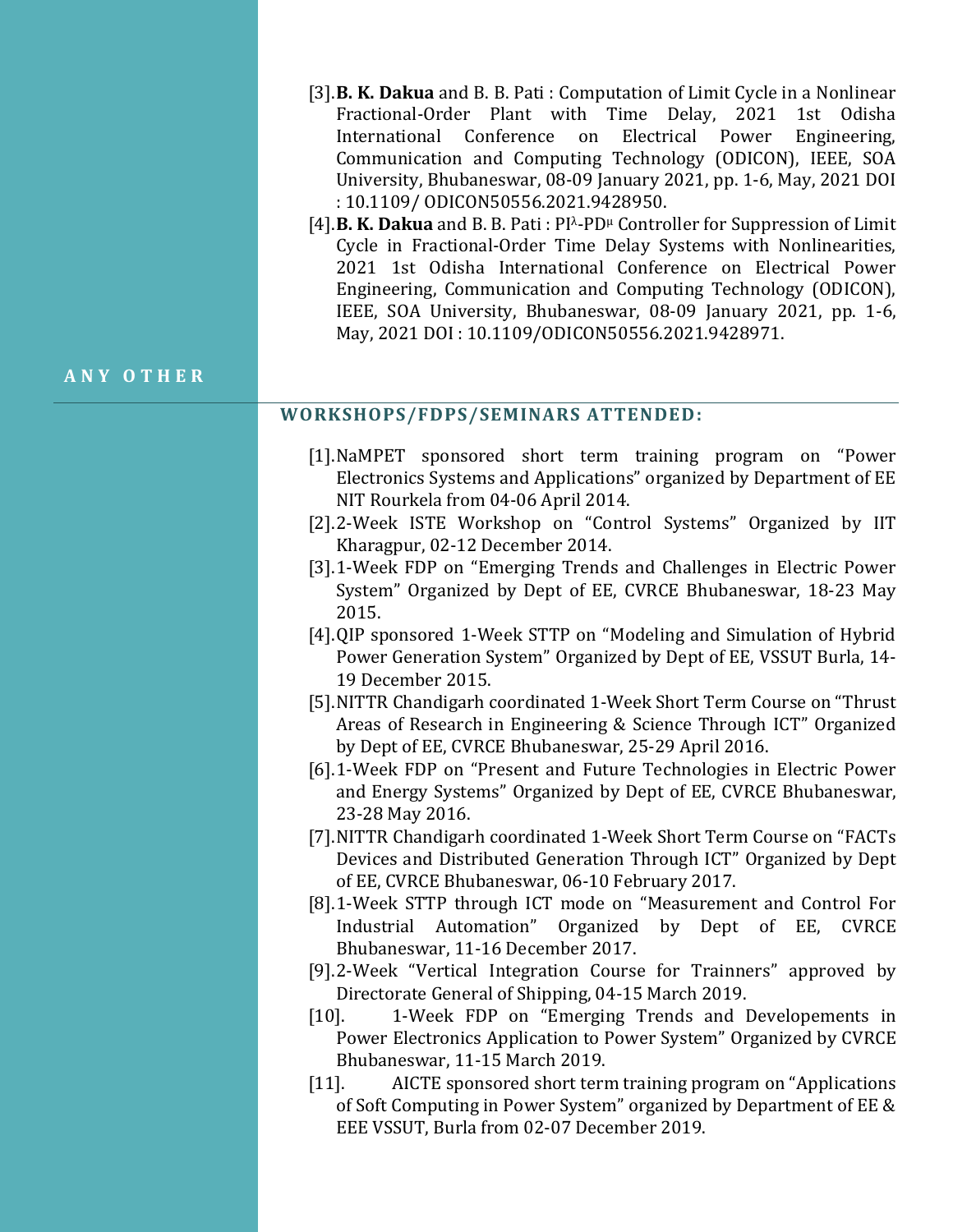[3]. **B. K. Dakua** and B. B. Pati : Computation of Limit Cycle in a Nonlinear Fractional-Order Plant with Time Delay, 2021 1st Odisha International Conference on Electrical Power Engineering, Communication and Computing Technology (ODICON), IEEE, SOA University, Bhubaneswar, 08-09 January 2021, pp. 1-6, May, 2021 DOI : 10.1109/ ODICON50556.2021.9428950.

[4]. **B. K. Dakua** and B. B. Pati : $PI^{\lambda}$-$PD^{\mu}$ Controller for Suppression of Limit Cycle in Fractional-Order Time Delay Systems with Nonlinearities, 2021 1st Odisha International Conference on Electrical Power Engineering, Communication and Computing Technology (ODICON), IEEE, SOA University, Bhubaneswar, 08-09 January 2021, pp. 1-6, May, 2021 DOI : 10.1109/ODICON50556.2021.9428971.

## ANY OTHER

### WORKSHOPS/FDPS/SEMINARS ATTENDED:

[1]. NaMPET sponsored short term training program on "Power Electronics Systems and Applications" organized by Department of EE NIT Rourkela from 04-06 April 2014.

[2]. 2-Week ISTE Workshop on "Control Systems" Organized by IIT Kharagpur, 02-12 December 2014.

[3]. 1-Week FDP on "Emerging Trends and Challenges in Electric Power System" Organized by Dept of EE, CVRCE Bhubaneswar, 18-23 May 2015.

[4]. QIP sponsored 1-Week STTP on "Modeling and Simulation of Hybrid Power Generation System" Organized by Dept of EE, VSSUT Burla, 14-19 December 2015.

[5]. NITTR Chandigarh coordinated 1-Week Short Term Course on "Thrust Areas of Research in Engineering & Science Through ICT" Organized by Dept of EE, CVRCE Bhubaneswar, 25-29 April 2016.

[6]. 1-Week FDP on "Present and Future Technologies in Electric Power and Energy Systems" Organized by Dept of EE, CVRCE Bhubaneswar, 23-28 May 2016.

[7]. NITTR Chandigarh coordinated 1-Week Short Term Course on "FACTs Devices and Distributed Generation Through ICT" Organized by Dept of EE, CVRCE Bhubaneswar, 06-10 February 2017.

[8]. 1-Week STTP through ICT mode on "Measurement and Control For Industrial Automation" Organized by Dept of EE, CVRCE Bhubaneswar, 11-16 December 2017.

[9]. 2-Week "Vertical Integration Course for Trainners" approved by Directorate General of Shipping, 04-15 March 2019.

[10]. 1-Week FDP on "Emerging Trends and Developements in Power Electronics Application to Power System" Organized by CVRCE Bhubaneswar, 11-15 March 2019.

[11]. AICTE sponsored short term training program on "Applications of Soft Computing in Power System" organized by Department of EE & EEE VSSUT, Burla from 02-07 December 2019.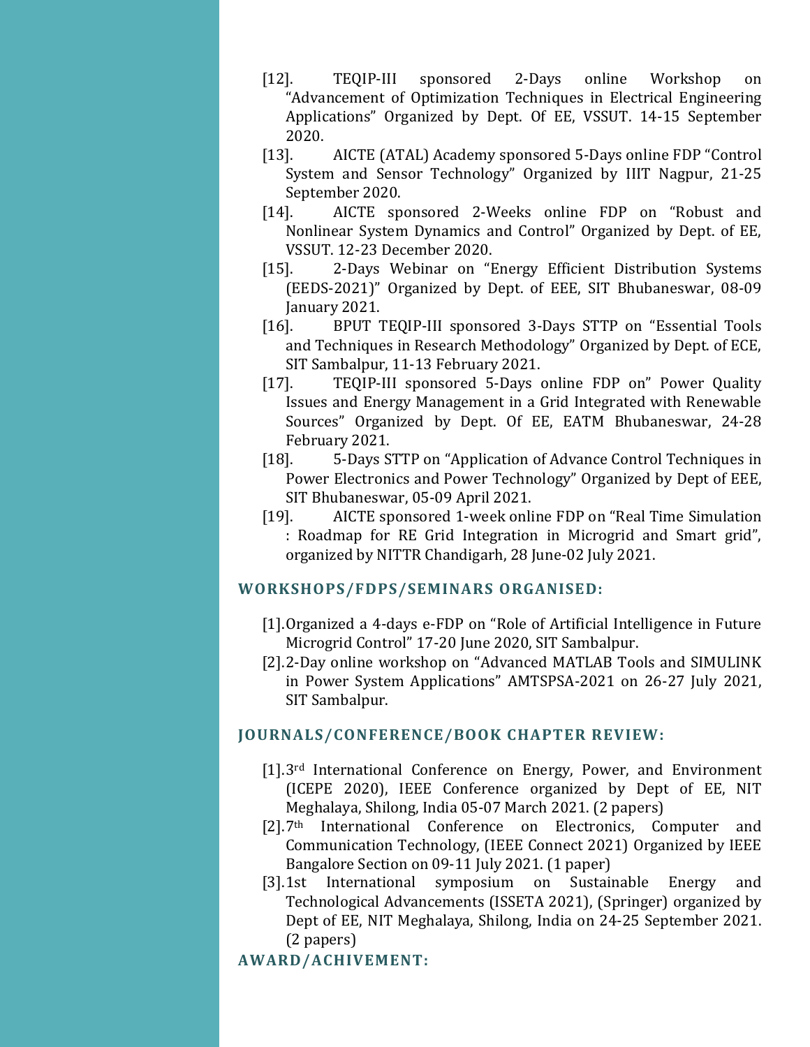[12]. TEQIP-III sponsored 2-Days online Workshop on "Advancement of Optimization Techniques in Electrical Engineering Applications" Organized by Dept. Of EE, VSSUT. 14-15 September 2020.

[13]. AICTE (ATAL) Academy sponsored 5-Days online FDP "Control System and Sensor Technology" Organized by IIIT Nagpur, 21-25 September 2020.

[14]. AICTE sponsored 2-Weeks online FDP on "Robust and Nonlinear System Dynamics and Control" Organized by Dept. of EE, VSSUT. 12-23 December 2020.

[15]. 2-Days Webinar on "Energy Efficient Distribution Systems (EEDS-2021)" Organized by Dept. of EEE, SIT Bhubaneswar, 08-09 January 2021.

[16]. BPUT TEQIP-III sponsored 3-Days STTP on "Essential Tools and Techniques in Research Methodology" Organized by Dept. of ECE, SIT Sambalpur, 11-13 February 2021.

[17]. TEQIP-III sponsored 5-Days online FDP on" Power Quality Issues and Energy Management in a Grid Integrated with Renewable Sources" Organized by Dept. Of EE, EATM Bhubaneswar, 24-28 February 2021.

[18]. 5-Days STTP on "Application of Advance Control Techniques in Power Electronics and Power Technology" Organized by Dept of EEE, SIT Bhubaneswar, 05-09 April 2021.

[19]. AICTE sponsored 1-week online FDP on "Real Time Simulation : Roadmap for RE Grid Integration in Microgrid and Smart grid", organized by NITTR Chandigarh, 28 June-02 July 2021.

## WORKSHOPS/FDPS/SEMINARS ORGANISED:

[1]. Organized a 4-days e-FDP on "Role of Artificial Intelligence in Future Microgrid Control" 17-20 June 2020, SIT Sambalpur.

[2]. 2-Day online workshop on "Advanced MATLAB Tools and SIMULINK in Power System Applications" AMTSPSA-2021 on 26-27 July 2021, SIT Sambalpur.

## JOURNALS/CONFERENCE/BOOK CHAPTER REVIEW:

[1]. 3rd International Conference on Energy, Power, and Environment (ICEPE 2020), IEEE Conference organized by Dept of EE, NIT Meghalaya, Shilong, India 05-07 March 2021. (2 papers)

[2]. 7th International Conference on Electronics, Computer and Communication Technology, (IEEE Connect 2021) Organized by IEEE Bangalore Section on 09-11 July 2021. (1 paper)

[3]. 1st International symposium on Sustainable Energy and Technological Advancements (ISSETA 2021), (Springer) organized by Dept of EE, NIT Meghalaya, Shilong, India on 24-25 September 2021. (2 papers)

## AWARD/ACHIVEMENT: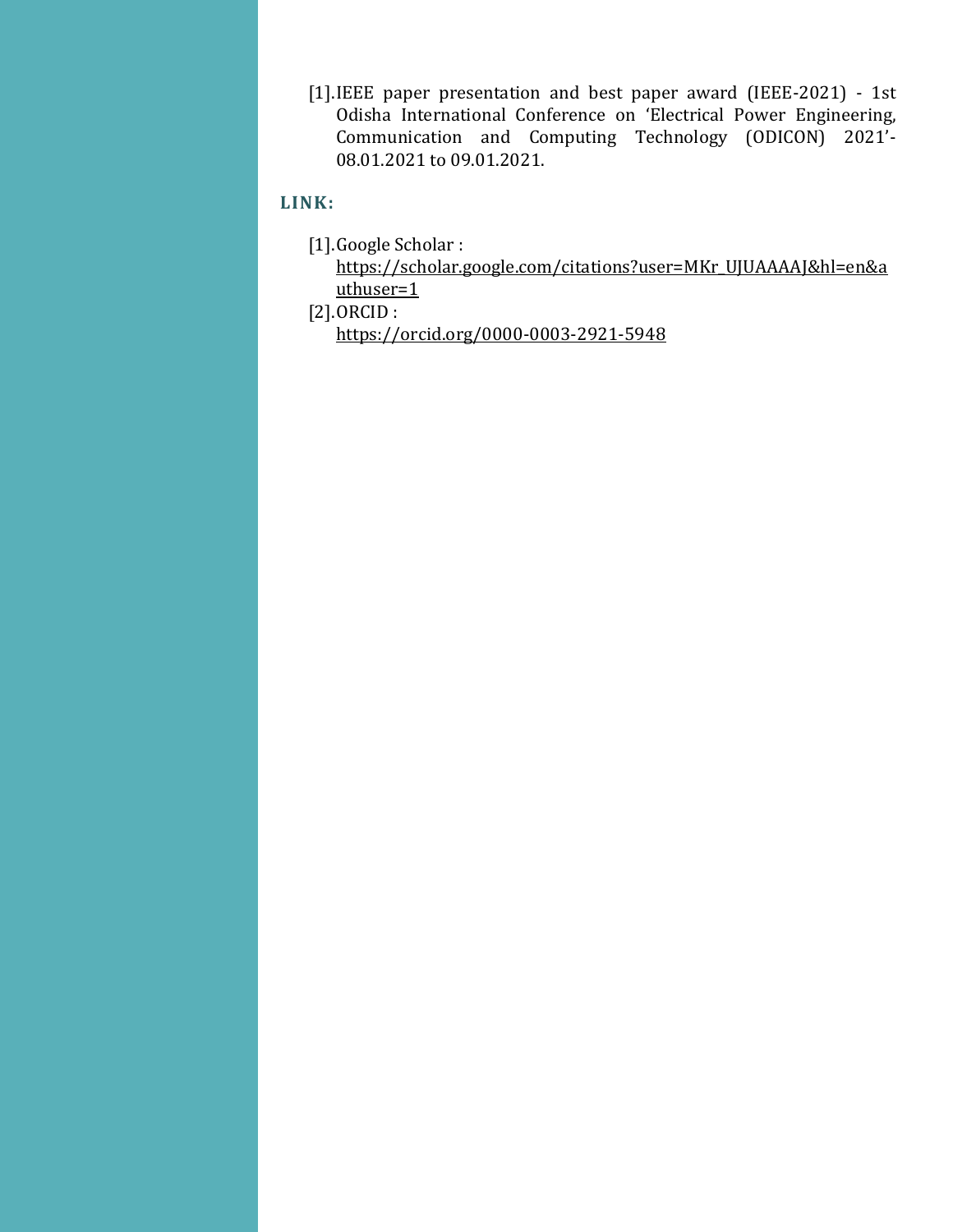[1]. IEEE paper presentation and best paper award (IEEE-2021) - 1st Odisha International Conference on 'Electrical Power Engineering, Communication and Computing Technology (ODICON) 2021'- 08.01.2021 to 09.01.2021.

## LINK:

[1]. Google Scholar :
https://scholar.google.com/citations?user=MKr_UJUAAAAJ&hl=en&authuser=1

[2]. ORCID :
https://orcid.org/0000-0003-2921-5948